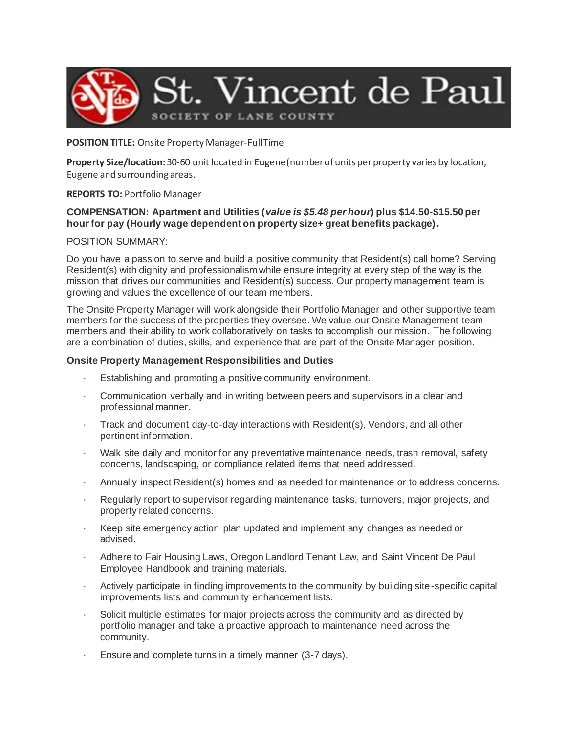St. Vincent de Paul

SOCIETY OF LANE COUNTY

**POSITION TITLE:** Onsite Property Manager-Full Time

**Property Size/location:** 30-60 unit located in Eugene(number of units per property varies by location, Eugene and surrounding areas.

**REPORTS TO:** Portfolio Manager

**COMPENSATION: Apartment and Utilities (*value is $5.48 per hour*) plus $14.50-$15.50 per hour for pay (Hourly wage dependent on property size+ great benefits package).**

POSITION SUMMARY:

Do you have a passion to serve and build a positive community that Resident(s) call home? Serving Resident(s) with dignity and professionalism while ensure integrity at every step of the way is the mission that drives our communities and Resident(s) success. Our property management team is growing and values the excellence of our team members.

The Onsite Property Manager will work alongside their Portfolio Manager and other supportive team members for the success of the properties they oversee. We value our Onsite Management team members and their ability to work collaboratively on tasks to accomplish our mission. The following are a combination of duties, skills, and experience that are part of the Onsite Manager position.

**Onsite Property Management Responsibilities and Duties**

- Establishing and promoting a positive community environment.
- Communication verbally and in writing between peers and supervisors in a clear and professional manner.
- Track and document day-to-day interactions with Resident(s), Vendors, and all other pertinent information.
- Walk site daily and monitor for any preventative maintenance needs, trash removal, safety concerns, landscaping, or compliance related items that need addressed.
- Annually inspect Resident(s) homes and as needed for maintenance or to address concerns.
- Regularly report to supervisor regarding maintenance tasks, turnovers, major projects, and property related concerns.
- Keep site emergency action plan updated and implement any changes as needed or advised.
- Adhere to Fair Housing Laws, Oregon Landlord Tenant Law, and Saint Vincent De Paul Employee Handbook and training materials.
- Actively participate in finding improvements to the community by building site-specific capital improvements lists and community enhancement lists.
- Solicit multiple estimates for major projects across the community and as directed by portfolio manager and take a proactive approach to maintenance need across the community.
- Ensure and complete turns in a timely manner (3-7 days).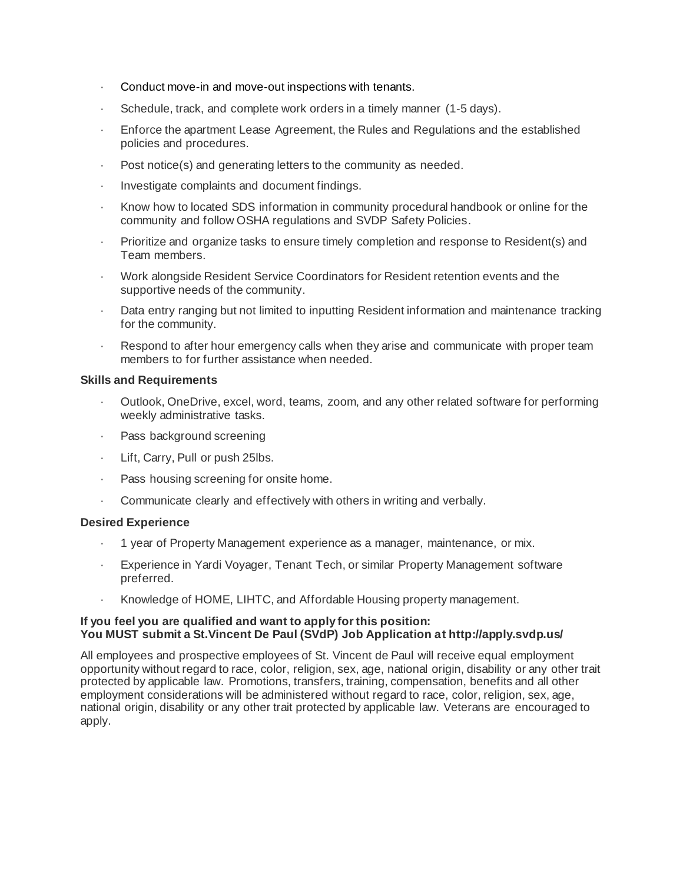- Conduct move-in and move-out inspections with tenants.
- Schedule, track, and complete work orders in a timely manner (1-5 days).
- Enforce the apartment Lease Agreement, the Rules and Regulations and the established policies and procedures.
- Post notice(s) and generating letters to the community as needed.
- Investigate complaints and document findings.
- Know how to located SDS information in community procedural handbook or online for the community and follow OSHA regulations and SVDP Safety Policies.
- Prioritize and organize tasks to ensure timely completion and response to Resident(s) and Team members.
- Work alongside Resident Service Coordinators for Resident retention events and the supportive needs of the community.
- Data entry ranging but not limited to inputting Resident information and maintenance tracking for the community.
- Respond to after hour emergency calls when they arise and communicate with proper team members to for further assistance when needed.

**Skills and Requirements**

- Outlook, OneDrive, excel, word, teams, zoom, and any other related software for performing weekly administrative tasks.
- Pass background screening
- Lift, Carry, Pull or push 25lbs.
- Pass housing screening for onsite home.
- Communicate clearly and effectively with others in writing and verbally.

**Desired Experience**

- 1 year of Property Management experience as a manager, maintenance, or mix.
- Experience in Yardi Voyager, Tenant Tech, or similar Property Management software preferred.
- Knowledge of HOME, LIHTC, and Affordable Housing property management.

**If you feel you are qualified and want to apply for this position:**
**You MUST submit a St.Vincent De Paul (SVdP) Job Application at http://apply.svdp.us/**

All employees and prospective employees of St. Vincent de Paul will receive equal employment opportunity without regard to race, color, religion, sex, age, national origin, disability or any other trait protected by applicable law. Promotions, transfers, training, compensation, benefits and all other employment considerations will be administered without regard to race, color, religion, sex, age, national origin, disability or any other trait protected by applicable law. Veterans are encouraged to apply.